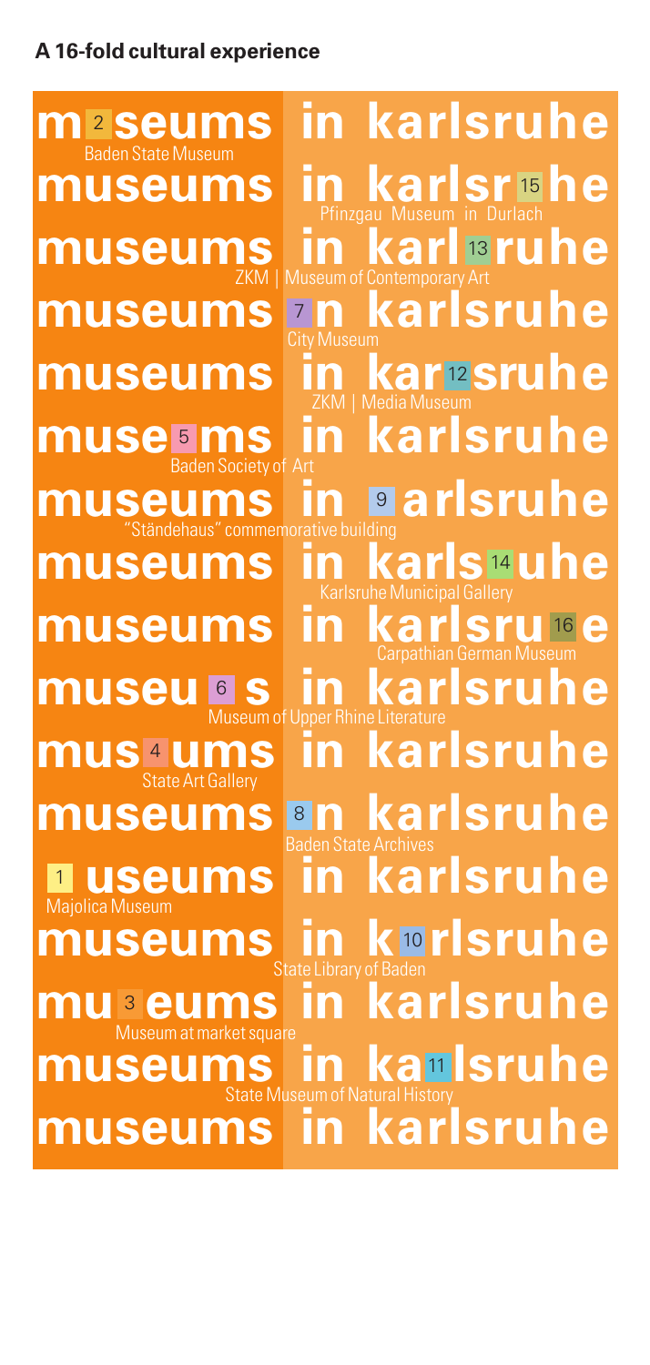**A 16-fold cultural experience**

m 2 seums in karlsruhe
Baden State Museum

museums in karlsr 15 he
Pfinzgau Museum in Durlach

museums in karl 13 ruhe
ZKM | Museum of Contemporary Art

museums 7 n karlsruhe
City Museum

museums in kar 12 sruhe
ZKM | Media Museum

muse 5 ms in karlsruhe
Baden Society of Art

museums in 9 arlsruhe
"Ständehaus" commemorative building

museums in karls 14 uhe
Karlsruhe Municipal Gallery

museums in karlsru 16 e
Carpathian German Museum

museu 6 s in karlsruhe
Museum of Upper Rhine Literature

mus 4 ums in karlsruhe
State Art Gallery

museums 8 n karlsruhe
Baden State Archives

1 useums in karlsruhe
Majolica Museum

museums in k 10 rlsruhe
State Library of Baden

mu 3 eums in karlsruhe
Museum at market square

museums in ka 11 lsruhe
State Museum of Natural History

museums in karlsruhe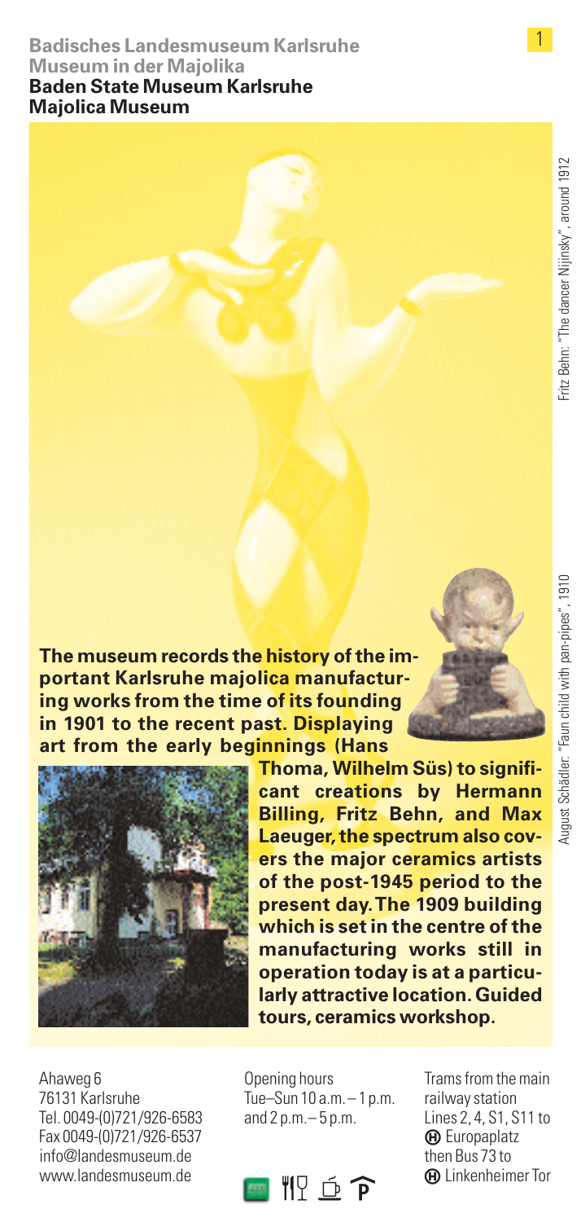**Badisches Landesmuseum Karlsruhe**
**Museum in der Majolika**

## Baden State Museum Karlsruhe Majolica Museum

Fritz Behn: "The dancer Nijinsky", around 1912

August Schädler: "Faun child with pan-pipes", 1910

**The museum records the history of the important Karlsruhe majolica manufacturing works from the time of its founding in 1901 to the recent past. Displaying art from the early beginnings (Hans Thoma, Wilhelm Süs) to significant creations by Hermann Billing, Fritz Behn, and Max Laeuger, the spectrum also covers the major ceramics artists of the post-1945 period to the present day. The 1909 building which is set in the centre of the manufacturing works still in operation today is at a particularly attractive location. Guided tours, ceramics workshop.**

Ahaweg 6
76131 Karlsruhe
Tel. 0049-(0)721/926-6583
Fax 0049-(0)721/926-6537
info@landesmuseum.de
www.landesmuseum.de

Opening hours
Tue–Sun 10 a.m. – 1 p.m. and 2 p.m. – 5 p.m.

Trams from the main railway station
Lines 2, 4, S1, S11 to Ⓗ Europaplatz
then Bus 73 to Ⓗ Linkenheimer Tor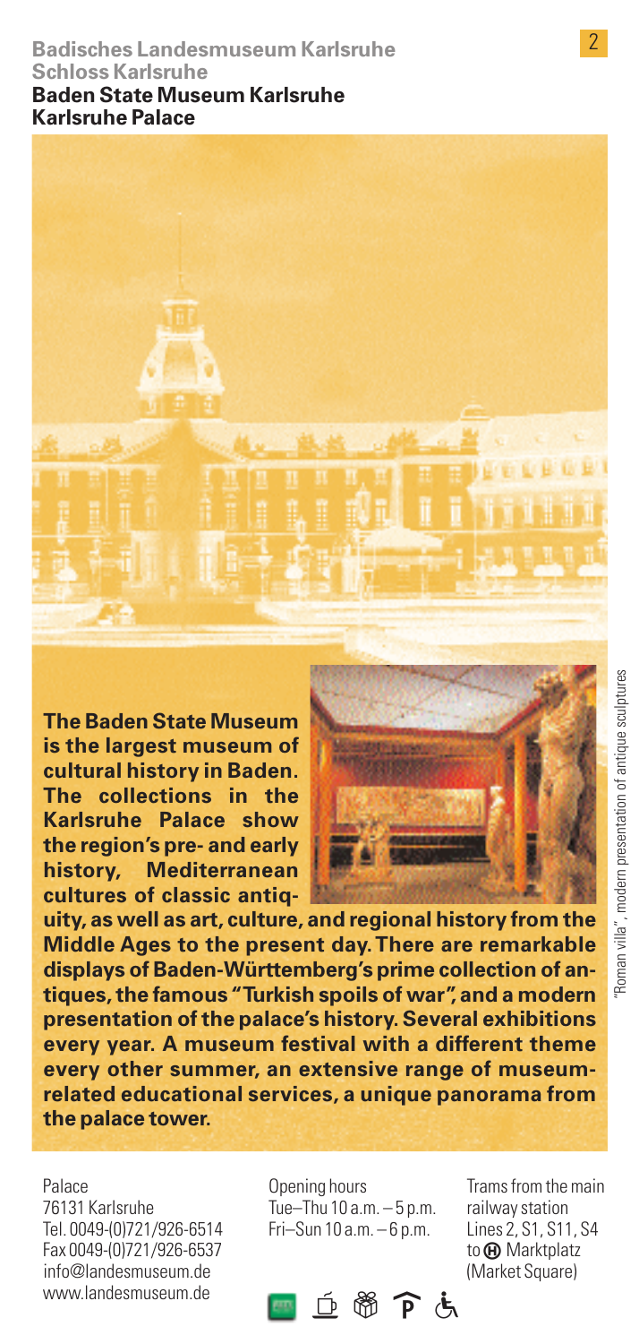# Badisches Landesmuseum Karlsruhe
# Schloss Karlsruhe
## Baden State Museum Karlsruhe
## Karlsruhe Palace

**The Baden State Museum is the largest museum of cultural history in Baden. The collections in the Karlsruhe Palace show the region's pre- and early history, Mediterranean cultures of classic antiquity, as well as art, culture, and regional history from the Middle Ages to the present day. There are remarkable displays of Baden-Württemberg's prime collection of antiques, the famous "Turkish spoils of war", and a modern presentation of the palace's history. Several exhibitions every year. A museum festival with a different theme every other summer, an extensive range of museum-related educational services, a unique panorama from the palace tower.**

"Roman villa", modern presentation of antique sculptures

Palace
76131 Karlsruhe
Tel. 0049-(0)721/926-6514
Fax 0049-(0)721/926-6537
info@landesmuseum.de
www.landesmuseum.de

Opening hours
Tue–Thu 10 a.m. – 5 p.m.
Fri–Sun 10 a.m. – 6 p.m.

Trams from the main railway station
Lines 2, S1, S11, S4
to Ⓗ Marktplatz
(Market Square)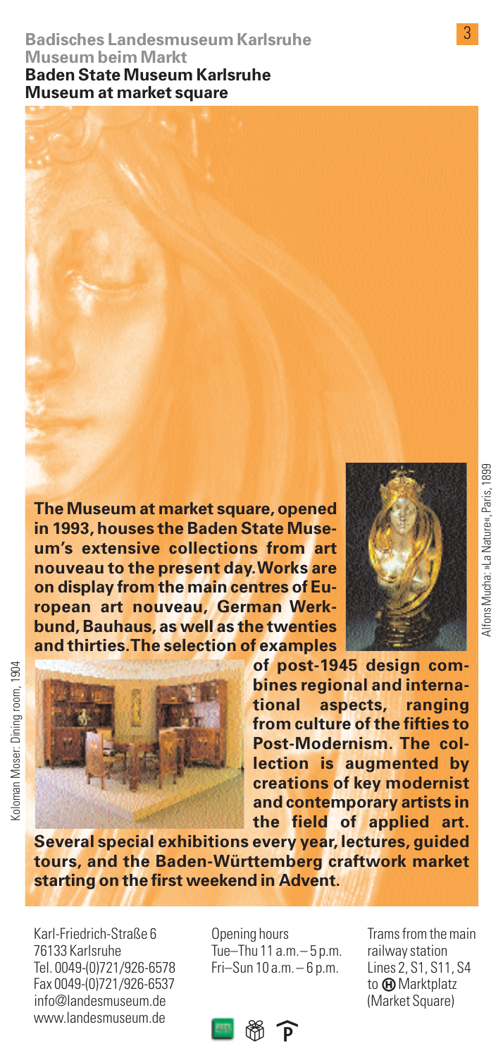## Badisches Landesmuseum Karlsruhe
## Museum beim Markt
## Baden State Museum Karlsruhe
## Museum at market square

**The Museum at market square, opened in 1993, houses the Baden State Museum's extensive collections from art nouveau to the present day. Works are on display from the main centres of European art nouveau, German Werkbund, Bauhaus, as well as the twenties and thirties. The selection of examples of post-1945 design combines regional and international aspects, ranging from culture of the fifties to Post-Modernism. The collection is augmented by creations of key modernist and contemporary artists in the field of applied art. Several special exhibitions every year, lectures, guided tours, and the Baden-Württemberg craftwork market starting on the first weekend in Advent.**

Alfons Mucha: »La Nature«, Paris, 1899

Koloman Moser: Dining room, 1904

Karl-Friedrich-Straße 6
76133 Karlsruhe
Tel. 0049-(0)721/926-6578
Fax 0049-(0)721/926-6537
info@landesmuseum.de
www.landesmuseum.de

Opening hours
Tue–Thu 11 a.m. – 5 p.m.
Fri–Sun 10 a.m. – 6 p.m.

Trams from the main railway station
Lines 2, S1, S11, S4
to Ⓗ Marktplatz
(Market Square)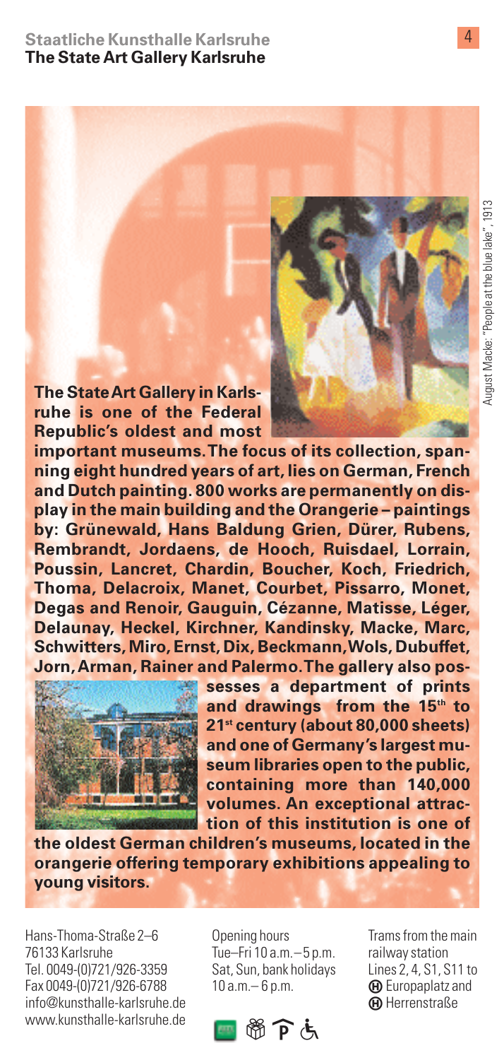# Staatliche Kunsthalle Karlsruhe
## The State Art Gallery Karlsruhe

August Macke: "People at the blue lake", 1913

**The State Art Gallery in Karlsruhe is one of the Federal Republic's oldest and most important museums. The focus of its collection, spanning eight hundred years of art, lies on German, French and Dutch painting. 800 works are permanently on display in the main building and the Orangerie – paintings by: Grünewald, Hans Baldung Grien, Dürer, Rubens, Rembrandt, Jordaens, de Hooch, Ruisdael, Lorrain, Poussin, Lancret, Chardin, Boucher, Koch, Friedrich, Thoma, Delacroix, Manet, Courbet, Pissarro, Monet, Degas and Renoir, Gauguin, Cézanne, Matisse, Léger, Delaunay, Heckel, Kirchner, Kandinsky, Macke, Marc, Schwitters, Miro, Ernst, Dix, Beckmann, Wols, Dubuffet, Jorn, Arman, Rainer and Palermo. The gallery also possesses a department of prints and drawings from the 15th to 21st century (about 80,000 sheets) and one of Germany's largest museum libraries open to the public, containing more than 140,000 volumes. An exceptional attraction of this institution is one of the oldest German children's museums, located in the orangerie offering temporary exhibitions appealing to young visitors.**

Hans-Thoma-Straße 2–6
76133 Karlsruhe
Tel. 0049-(0)721/926-3359
Fax 0049-(0)721/926-6788
info@kunsthalle-karlsruhe.de
www.kunsthalle-karlsruhe.de

Opening hours
Tue–Fri 10 a.m. – 5 p.m.
Sat, Sun, bank holidays
10 a.m. – 6 p.m.

Trams from the main railway station
Lines 2, 4, S1, S11 to
Ⓗ Europaplatz and
Ⓗ Herrenstraße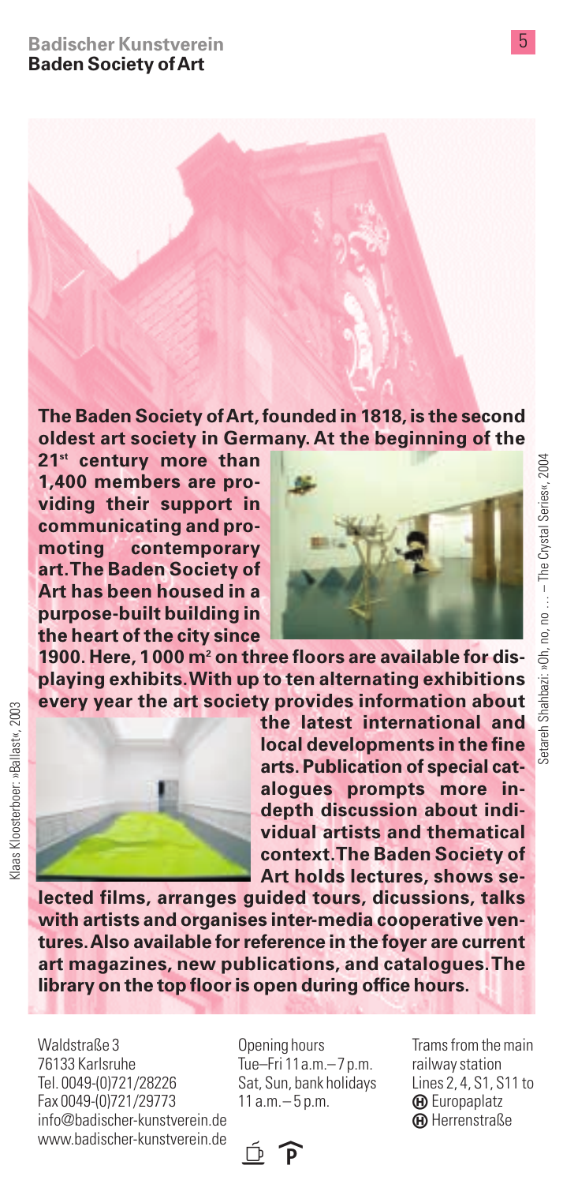# Badischer Kunstverein
## Baden Society of Art

**The Baden Society of Art, founded in 1818, is the second oldest art society in Germany. At the beginning of the 21st century more than 1,400 members are providing their support in communicating and promoting contemporary art. The Baden Society of Art has been housed in a purpose-built building in the heart of the city since 1900. Here, 1 000 m² on three floors are available for displaying exhibits. With up to ten alternating exhibitions every year the art society provides information about the latest international and local developments in the fine arts. Publication of special catalogues prompts more in-depth discussion about individual artists and thematical context. The Baden Society of Art holds lectures, shows selected films, arranges guided tours, dicussions, talks with artists and organises inter-media cooperative ventures. Also available for reference in the foyer are current art magazines, new publications, and catalogues. The library on the top floor is open during office hours.**

Setareh Shahbazi: »Oh, no, no … – The Crystal Series«, 2004

Klaas Kloosterboer: »Ballast«, 2003

Waldstraße 3
76133 Karlsruhe
Tel. 0049-(0)721/28226
Fax 0049-(0)721/29773
info@badischer-kunstverein.de
www.badischer-kunstverein.de

Opening hours
Tue–Fri 11 a.m. – 7 p.m.
Sat, Sun, bank holidays
11 a.m. – 5 p.m.

Trams from the main railway station
Lines 2, 4, S1, S11 to
Europaplatz
Herrenstraße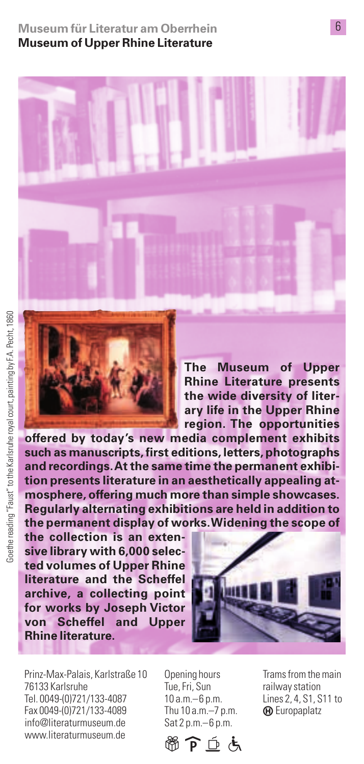# Museum für Literatur am Oberrhein
## Museum of Upper Rhine Literature

Goethe reading "Faust" to the Karlsruhe royal court, painting by F.A. Pecht, 1860

**The Museum of Upper Rhine Literature presents the wide diversity of literary life in the Upper Rhine region. The opportunities offered by today's new media complement exhibits such as manuscripts, first editions, letters, photographs and recordings. At the same time the permanent exhibition presents literature in an aesthetically appealing atmosphere, offering much more than simple showcases. Regularly alternating exhibitions are held in addition to the permanent display of works. Widening the scope of the collection is an extensive library with 6,000 selected volumes of Upper Rhine literature and the Scheffel archive, a collecting point for works by Joseph Victor von Scheffel and Upper Rhine literature.**

Prinz-Max-Palais, Karlstraße 10
76133 Karlsruhe
Tel. 0049-(0)721/133-4087
Fax 0049-(0)721/133-4089
info@literaturmuseum.de
www.literaturmuseum.de

Opening hours
Tue, Fri, Sun
10 a.m.–6 p.m.
Thu 10 a.m.–7 p.m.
Sat 2 p.m.–6 p.m.

Trams from the main railway station
Lines 2, 4, S1, S11 to
Ⓗ Europaplatz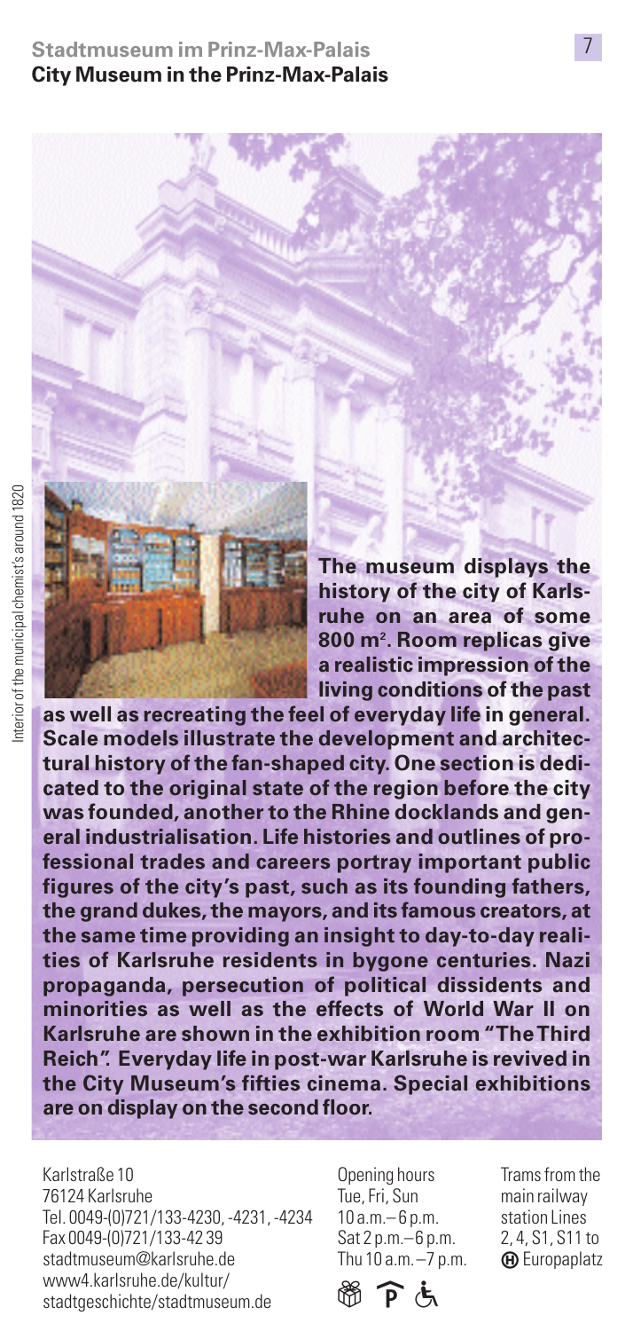## Stadtmuseum im Prinz-Max-Palais
## City Museum in the Prinz-Max-Palais

Interior of the municipal chemist's around 1820

**The museum displays the history of the city of Karlsruhe on an area of some 800 m². Room replicas give a realistic impression of the living conditions of the past as well as recreating the feel of everyday life in general. Scale models illustrate the development and architectural history of the fan-shaped city. One section is dedicated to the original state of the region before the city was founded, another to the Rhine docklands and general industrialisation. Life histories and outlines of professional trades and careers portray important public figures of the city's past, such as its founding fathers, the grand dukes, the mayors, and its famous creators, at the same time providing an insight to day-to-day realities of Karlsruhe residents in bygone centuries. Nazi propaganda, persecution of political dissidents and minorities as well as the effects of World War II on Karlsruhe are shown in the exhibition room "The Third Reich". Everyday life in post-war Karlsruhe is revived in the City Museum's fifties cinema. Special exhibitions are on display on the second floor.**

Karlstraße 10
76124 Karlsruhe
Tel. 0049-(0)721/133-4230, -4231, -4234
Fax 0049-(0)721/133-42 39
stadtmuseum@karlsruhe.de
www4.karlsruhe.de/kultur/stadtgeschichte/stadtmuseum.de

Opening hours
Tue, Fri, Sun
10 a.m.– 6 p.m.
Sat 2 p.m.– 6 p.m.
Thu 10 a.m. – 7 p.m.

Trams from the main railway station Lines 2, 4, S1, S11 to Ⓗ Europaplatz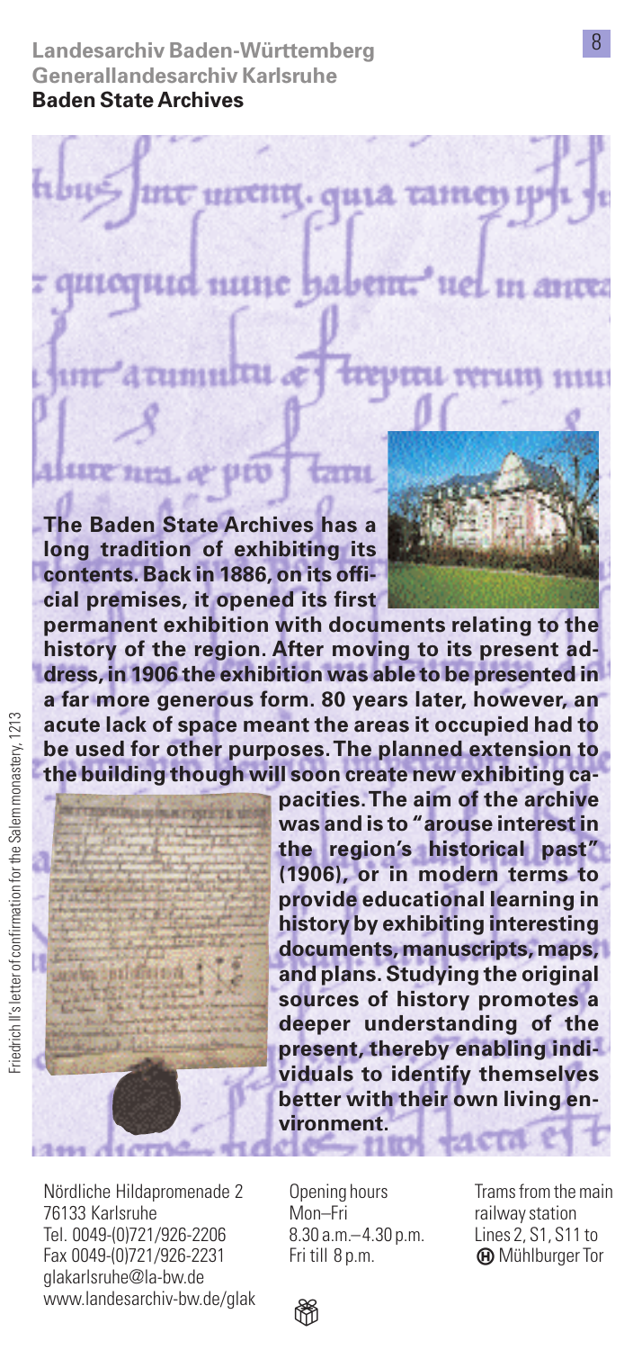**Landesarchiv Baden-Württemberg**
**Generallandesarchiv Karlsruhe**
## Baden State Archives

**The Baden State Archives has a long tradition of exhibiting its contents. Back in 1886, on its official premises, it opened its first permanent exhibition with documents relating to the history of the region. After moving to its present address, in 1906 the exhibition was able to be presented in a far more generous form. 80 years later, however, an acute lack of space meant the areas it occupied had to be used for other purposes. The planned extension to the building though will soon create new exhibiting capacities. The aim of the archive was and is to "arouse interest in the region's historical past" (1906), or in modern terms to provide educational learning in history by exhibiting interesting documents, manuscripts, maps, and plans. Studying the original sources of history promotes a deeper understanding of the present, thereby enabling individuals to identify themselves better with their own living environment.**

Friedrich II's letter of confirmation for the Salem monastery, 1213

Nördliche Hildapromenade 2
76133 Karlsruhe
Tel. 0049-(0)721/926-2206
Fax 0049-(0)721/926-2231
glakarlsruhe@la-bw.de
www.landesarchiv-bw.de/glak

Opening hours
Mon–Fri
8.30 a.m.– 4.30 p.m.
Fri till 8 p.m.

Trams from the main railway station
Lines 2, S1, S11 to
Mühlburger Tor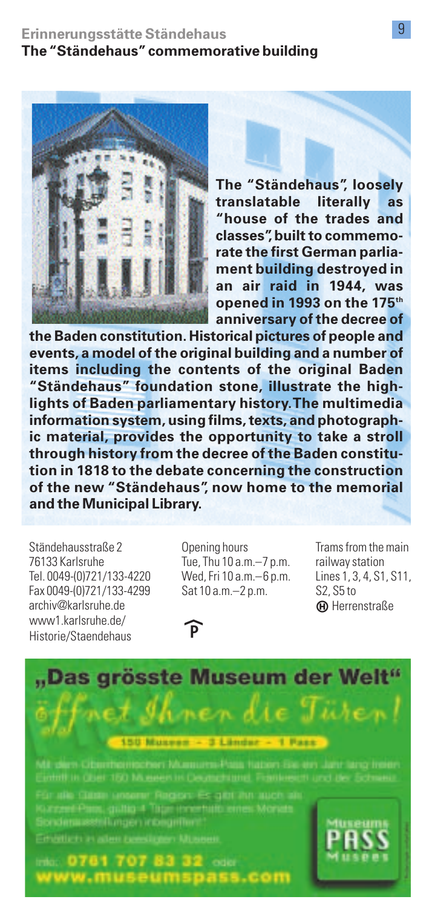## Erinnerungsstätte Ständehaus
## The "Ständehaus" commemorative building

**The "Ständehaus", loosely translatable literally as "house of the trades and classes", built to commemorate the first German parliament building destroyed in an air raid in 1944, was opened in 1993 on the 175th anniversary of the decree of the Baden constitution. Historical pictures of people and events, a model of the original building and a number of items including the contents of the original Baden "Ständehaus" foundation stone, illustrate the highlights of Baden parliamentary history. The multimedia information system, using films, texts, and photographic material, provides the opportunity to take a stroll through history from the decree of the Baden constitution in 1818 to the debate concerning the construction of the new "Ständehaus", now home to the memorial and the Municipal Library.**

Ständehausstraße 2
76133 Karlsruhe
Tel. 0049-(0)721/133-4220
Fax 0049-(0)721/133-4299
archiv@karlsruhe.de
www1.karlsruhe.de/Historie/Staendehaus

Opening hours
Tue, Thu 10 a.m.–7 p.m.
Wed, Fri 10 a.m.–6 p.m.
Sat 10 a.m.–2 p.m.

P

Trams from the main railway station
Lines 1, 3, 4, S1, S11, S2, S5 to
Ⓗ Herrenstraße

**„Das grösste Museum der Welt"**

*öffnet Ihnen die Türen!*

150 Museen – 3 Länder – 1 Pass

Mit dem Oberrheinischen Museums-Pass haben Sie ein Jahr lang freien Eintritt in über 150 Museen in Deutschland, Frankreich und der Schweiz.

Für alle Gäste unserer Region: Es gibt ihn auch als Kurzzeit-Pass, gültig 4 Tage innerhalb eines Monats. Sonderausstellungen inbegriffen!

Erhältlich in allen beteiligten Museen.

Info: **0761 707 83 32** oder **www.museumspass.com**

Museums PASS Musées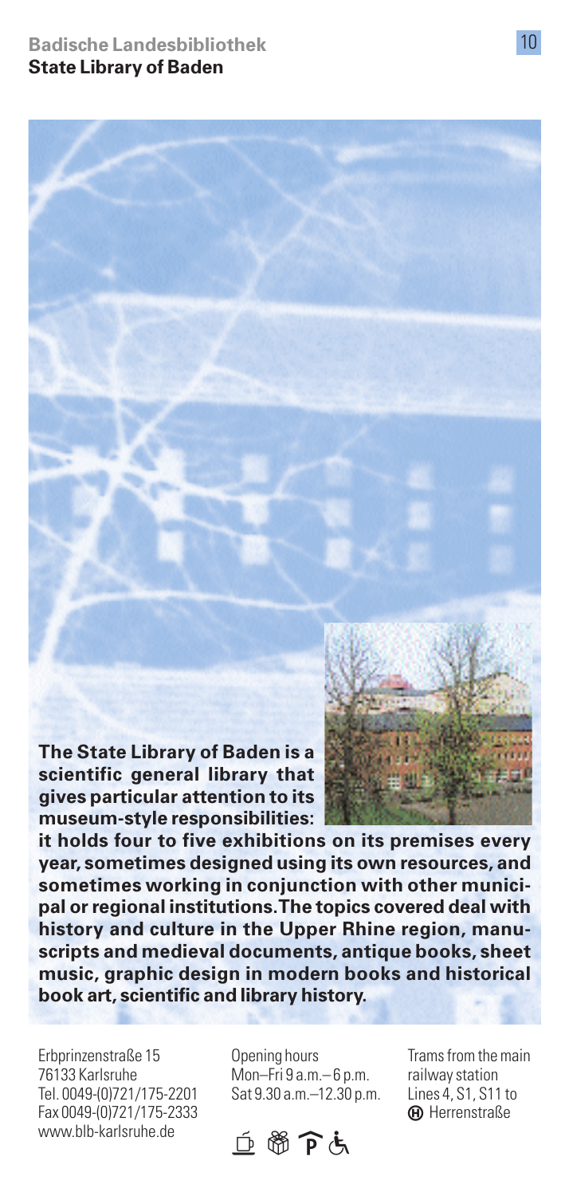## Badische Landesbibliothek
## State Library of Baden

**The State Library of Baden is a scientific general library that gives particular attention to its museum-style responsibilities: it holds four to five exhibitions on its premises every year, sometimes designed using its own resources, and sometimes working in conjunction with other municipal or regional institutions. The topics covered deal with history and culture in the Upper Rhine region, manuscripts and medieval documents, antique books, sheet music, graphic design in modern books and historical book art, scientific and library history.**

Erbprinzenstraße 15
76133 Karlsruhe
Tel. 0049-(0)721/175-2201
Fax 0049-(0)721/175-2333
www.blb-karlsruhe.de

Opening hours
Mon–Fri 9 a.m.– 6 p.m.
Sat 9.30 a.m.–12.30 p.m.

Trams from the main railway station
Lines 4, S1, S11 to
Ⓗ Herrenstraße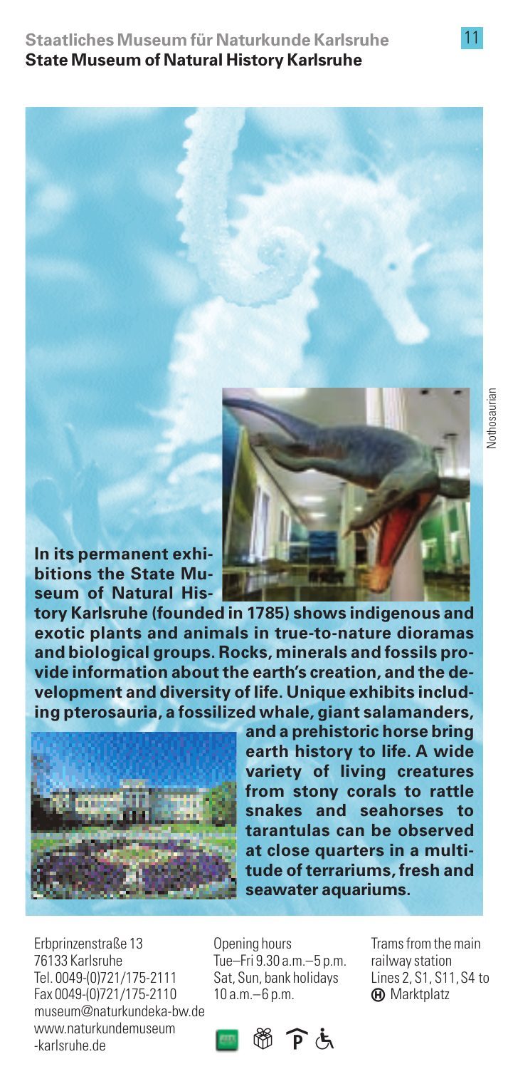## Staatliches Museum für Naturkunde Karlsruhe
## State Museum of Natural History Karlsruhe

Nothosaurian

**In its permanent exhibitions the State Museum of Natural History Karlsruhe (founded in 1785) shows indigenous and exotic plants and animals in true-to-nature dioramas and biological groups. Rocks, minerals and fossils provide information about the earth's creation, and the development and diversity of life. Unique exhibits including pterosauria, a fossilized whale, giant salamanders, and a prehistoric horse bring earth history to life. A wide variety of living creatures from stony corals to rattle snakes and seahorses to tarantulas can be observed at close quarters in a multitude of terrariums, fresh and seawater aquariums.**

Erbprinzenstraße 13
76133 Karlsruhe
Tel. 0049-(0)721/175-2111
Fax 0049-(0)721/175-2110
museum@naturkundeka-bw.de
www.naturkundemuseum-karlsruhe.de

Opening hours
Tue–Fri 9.30 a.m.–5 p.m.
Sat, Sun, bank holidays
10 a.m.–6 p.m.

Trams from the main railway station
Lines 2, S1, S11, S4 to Ⓗ Marktplatz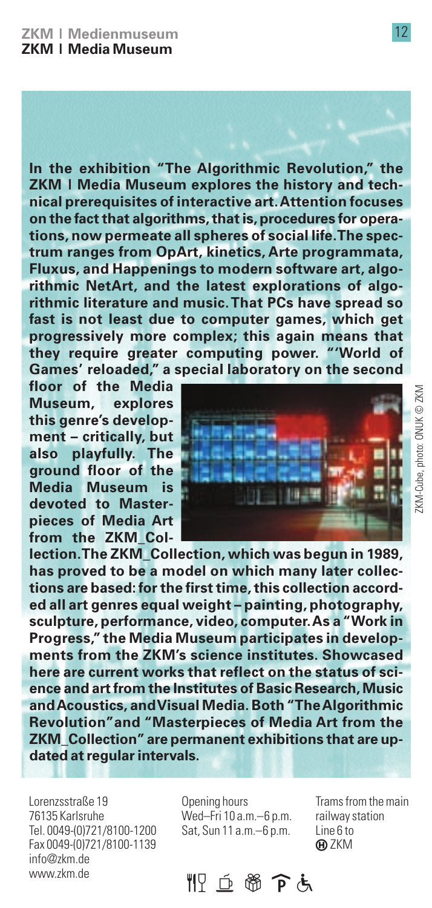## ZKM | Medienmuseum
## ZKM | Media Museum

**In the exhibition "The Algorithmic Revolution," the ZKM | Media Museum explores the history and technical prerequisites of interactive art. Attention focuses on the fact that algorithms, that is, procedures for operations, now permeate all spheres of social life. The spectrum ranges from OpArt, kinetics, Arte programmata, Fluxus, and Happenings to modern software art, algorithmic NetArt, and the latest explorations of algorithmic literature and music. That PCs have spread so fast is not least due to computer games, which get progressively more complex; this again means that they require greater computing power. "'World of Games' reloaded," a special laboratory on the second floor of the Media Museum, explores this genre's development – critically, but also playfully. The ground floor of the Media Museum is devoted to Masterpieces of Media Art from the ZKM_Collection. The ZKM_Collection, which was begun in 1989, has proved to be a model on which many later collections are based: for the first time, this collection accorded all art genres equal weight – painting, photography, sculpture, performance, video, computer. As a "Work in Progress," the Media Museum participates in developments from the ZKM's science institutes. Showcased here are current works that reflect on the status of science and art from the Institutes of Basic Research, Music and Acoustics, and Visual Media. Both "The Algorithmic Revolution" and "Masterpieces of Media Art from the ZKM_Collection" are permanent exhibitions that are updated at regular intervals.**

ZKM-Cube, photo: ONUK © ZKM

Lorenzsstraße 19
76135 Karlsruhe
Tel. 0049-(0)721/8100-1200
Fax 0049-(0)721/8100-1139
info@zkm.de
www.zkm.de

Opening hours
Wed–Fri 10 a.m.–6 p.m.
Sat, Sun 11 a.m.–6 p.m.

Trams from the main railway station
Line 6 to
Ⓗ ZKM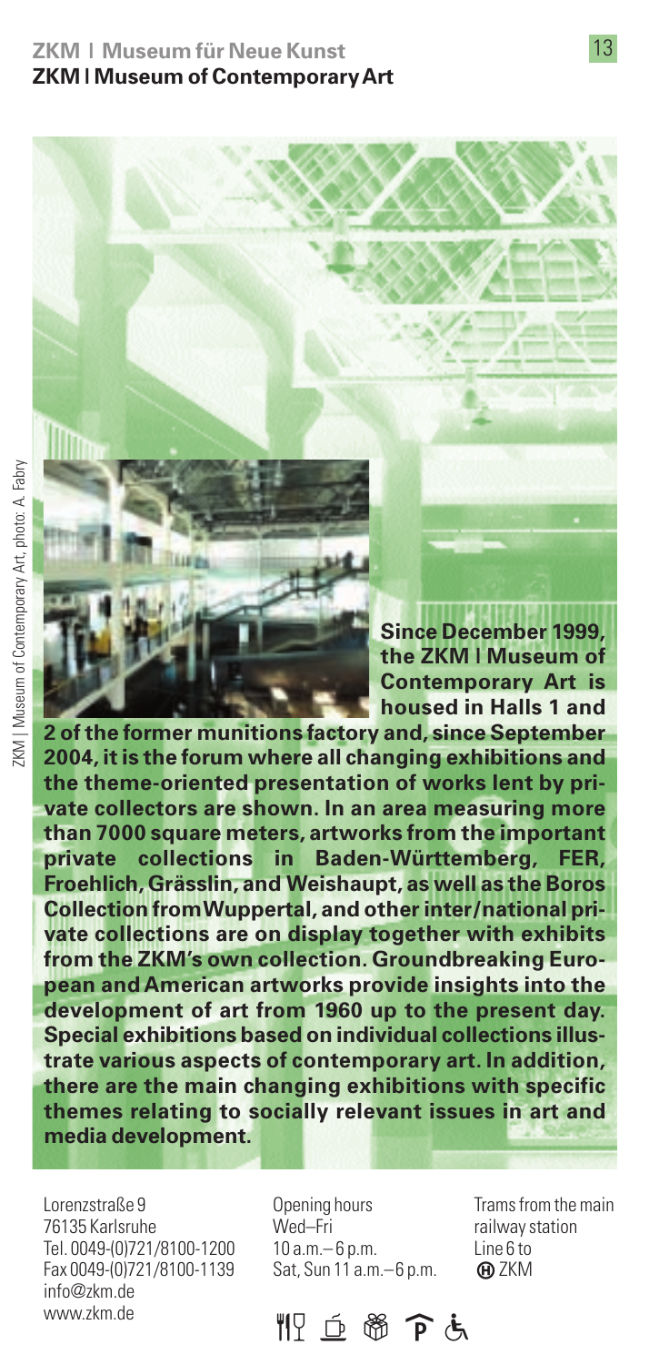## ZKM | Museum für Neue Kunst
## ZKM | Museum of Contemporary Art

ZKM | Museum of Contemporary Art, photo: A. Fabry

**Since December 1999, the ZKM | Museum of Contemporary Art is housed in Halls 1 and 2 of the former munitions factory and, since September 2004, it is the forum where all changing exhibitions and the theme-oriented presentation of works lent by private collectors are shown. In an area measuring more than 7000 square meters, artworks from the important private collections in Baden-Württemberg, FER, Froehlich, Grässlin, and Weishaupt, as well as the Boros Collection from Wuppertal, and other inter/national private collections are on display together with exhibits from the ZKM's own collection. Groundbreaking European and American artworks provide insights into the development of art from 1960 up to the present day. Special exhibitions based on individual collections illustrate various aspects of contemporary art. In addition, there are the main changing exhibitions with specific themes relating to socially relevant issues in art and media development.**

Lorenzstraße 9
76135 Karlsruhe
Tel. 0049-(0)721/8100-1200
Fax 0049-(0)721/8100-1139
info@zkm.de
www.zkm.de

Opening hours
Wed–Fri
10 a.m.– 6 p.m.
Sat, Sun 11 a.m.– 6 p.m.

Trams from the main railway station
Line 6 to
Ⓗ ZKM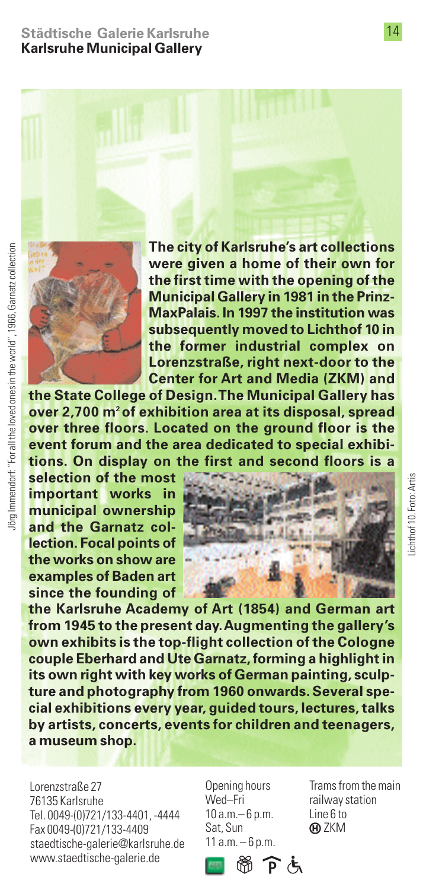# Städtische Galerie Karlsruhe
## Karlsruhe Municipal Gallery

Jörg Immendorff: "For all the loved ones in the world", 1966, Garnatz collection

**The city of Karlsruhe's art collections were given a home of their own for the first time with the opening of the Municipal Gallery in 1981 in the Prinz-MaxPalais. In 1997 the institution was subsequently moved to Lichthof 10 in the former industrial complex on Lorenzstraße, right next-door to the Center for Art and Media (ZKM) and the State College of Design. The Municipal Gallery has over 2,700 m² of exhibition area at its disposal, spread over three floors. Located on the ground floor is the event forum and the area dedicated to special exhibitions. On display on the first and second floors is a selection of the most important works in municipal ownership and the Garnatz collection. Focal points of the works on show are examples of Baden art since the founding of the Karlsruhe Academy of Art (1854) and German art from 1945 to the present day. Augmenting the gallery's own exhibits is the top-flight collection of the Cologne couple Eberhard and Ute Garnatz, forming a highlight in its own right with key works of German painting, sculpture and photography from 1960 onwards. Several special exhibitions every year, guided tours, lectures, talks by artists, concerts, events for children and teenagers, a museum shop.**

Lichthof 10. Foto: Artis

Lorenzstraße 27
76135 Karlsruhe
Tel. 0049-(0)721/133-4401, -4444
Fax 0049-(0)721/133-4409
staedtische-galerie@karlsruhe.de
www.staedtische-galerie.de

Opening hours
Wed–Fri
10 a.m.– 6 p.m.
Sat, Sun
11 a.m. – 6 p.m.

Trams from the main railway station
Line 6 to
Ⓗ ZKM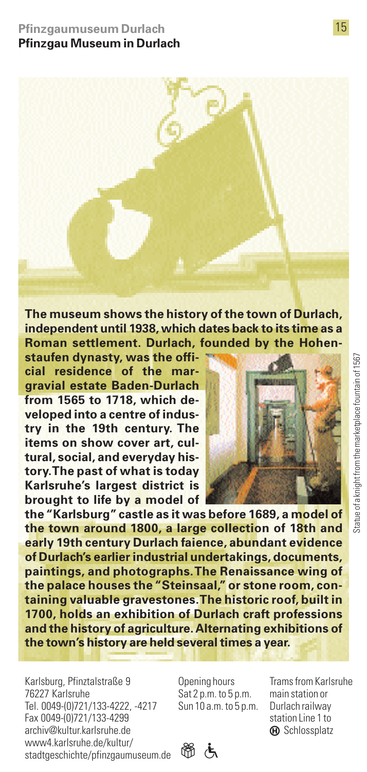# Pfinzgaumuseum Durlach
## Pfinzgau Museum in Durlach

**The museum shows the history of the town of Durlach, independent until 1938, which dates back to its time as a Roman settlement. Durlach, founded by the Hohenstaufen dynasty, was the official residence of the margravial estate Baden-Durlach from 1565 to 1718, which developed into a centre of industry in the 19th century. The items on show cover art, cultural, social, and everyday history. The past of what is today Karlsruhe's largest district is brought to life by a model of the "Karlsburg" castle as it was before 1689, a model of the town around 1800, a large collection of 18th and early 19th century Durlach faience, abundant evidence of Durlach's earlier industrial undertakings, documents, paintings, and photographs. The Renaissance wing of the palace houses the "Steinsaal," or stone room, containing valuable gravestones. The historic roof, built in 1700, holds an exhibition of Durlach craft professions and the history of agriculture. Alternating exhibitions of the town's history are held several times a year.**

Statue of a knight from the marketplace fountain of 1567

Karlsburg, Pfinztalstraße 9
76227 Karlsruhe
Tel. 0049-(0)721/133-4222, -4217
Fax 0049-(0)721/133-4299
archiv@kultur.karlsruhe.de
www4.karlsruhe.de/kultur/stadtgeschichte/pfinzgaumuseum.de

Opening hours
Sat 2 p.m. to 5 p.m.
Sun 10 a.m. to 5 p.m.

Trams from Karlsruhe main station or Durlach railway station Line 1 to Ⓗ Schlossplatz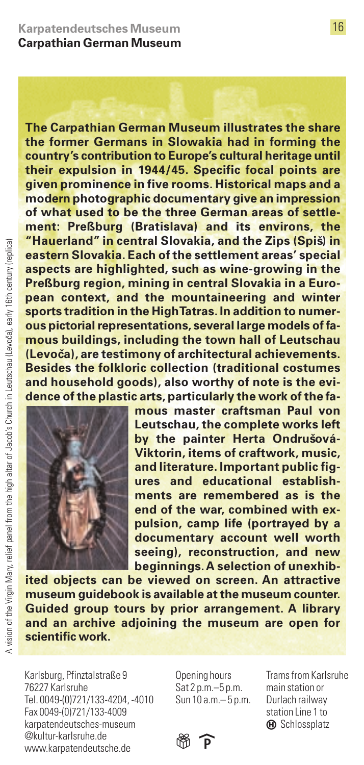# Karpatendeutsches Museum
## Carpathian German Museum

**The Carpathian German Museum illustrates the share the former Germans in Slowakia had in forming the country's contribution to Europe's cultural heritage until their expulsion in 1944/45. Specific focal points are given prominence in five rooms. Historical maps and a modern photographic documentary give an impression of what used to be the three German areas of settlement: Preßburg (Bratislava) and its environs, the "Hauerland" in central Slovakia, and the Zips (Spiš) in eastern Slovakia. Each of the settlement areas' special aspects are highlighted, such as wine-growing in the Preßburg region, mining in central Slovakia in a European context, and the mountaineering and winter sports tradition in the High Tatras. In addition to numerous pictorial representations, several large models of famous buildings, including the town hall of Leutschau (Levoča), are testimony of architectural achievements. Besides the folkloric collection (traditional costumes and household goods), also worthy of note is the evidence of the plastic arts, particularly the work of the famous master craftsman Paul von Leutschau, the complete works left by the painter Herta Ondrušová-Viktorin, items of craftwork, music, and literature. Important public figures and educational establishments are remembered as is the end of the war, combined with expulsion, camp life (portrayed by a documentary account well worth seeing), reconstruction, and new beginnings. A selection of unexhibited objects can be viewed on screen. An attractive museum guidebook is available at the museum counter. Guided group tours by prior arrangement. A library and an archive adjoining the museum are open for scientific work.**

A vision of the Virgin Mary, relief panel from the high altar of Jacob's Church in Leutschau (Levoča), early 16th century (replica)

Karlsburg, Pfinztalstraße 9
76227 Karlsruhe
Tel. 0049-(0)721/133-4204, -4010
Fax 0049-(0)721/133-4009
karpatendeutsches-museum@kultur-karlsruhe.de
www.karpatendeutsche.de

Opening hours
Sat 2 p.m.–5 p.m.
Sun 10 a.m.– 5 p.m.

Trams from Karlsruhe main station or Durlach railway station Line 1 to Schlossplatz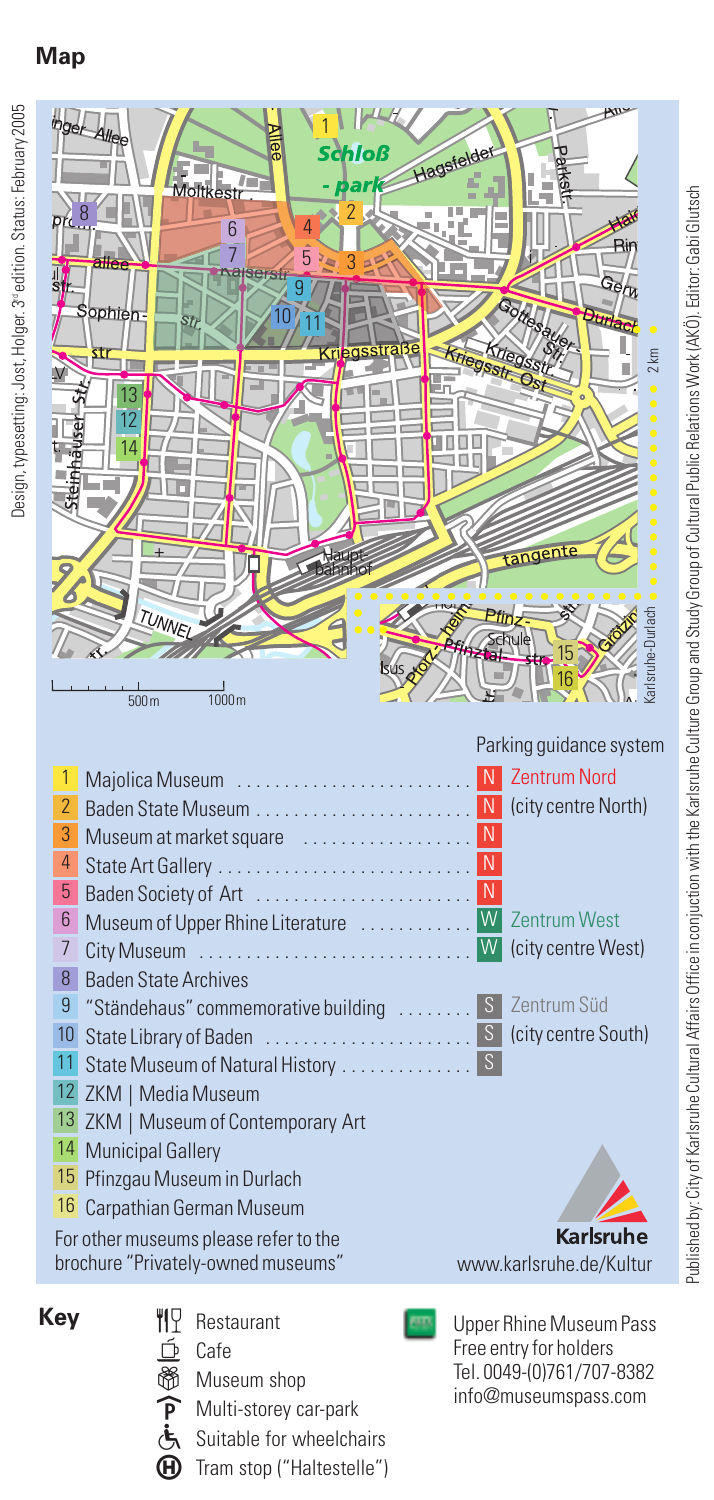## Map

Design, typesetting: Jost, Holger. 3rd edition. Status: February 2005

Published by: City of Karlsruhe Cultural Affairs Office in conjuction with the Karlsruhe Culture Group and Study Group of Cultural Public Relations Work (AKÖ). Editor: Gabi Glutsch

| | | Parking guidance system |
|---|---|---|
| 1 | Majolica Museum | N Zentrum Nord (city centre North) |
| 2 | Baden State Museum | N |
| 3 | Museum at market square | N |
| 4 | State Art Gallery | N |
| 5 | Baden Society of Art | N |
| 6 | Museum of Upper Rhine Literature | W Zentrum West (city centre West) |
| 7 | City Museum | W |
| 8 | Baden State Archives | |
| 9 | "Ständehaus" commemorative building | S Zentrum Süd (city centre South) |
| 10 | State Library of Baden | S |
| 11 | State Museum of Natural History | S |
| 12 | ZKM \| Media Museum | |
| 13 | ZKM \| Museum of Contemporary Art | |
| 14 | Municipal Gallery | |
| 15 | Pfinzgau Museum in Durlach | |
| 16 | Carpathian German Museum | |

For other museums please refer to the brochure "Privately-owned museums"

Karlsruhe
www.karlsruhe.de/Kultur

### Key

- Restaurant
- Cafe
- Museum shop
- Multi-storey car-park
- Suitable for wheelchairs
- Tram stop ("Haltestelle")

Upper Rhine Museum Pass
Free entry for holders
Tel. 0049-(0)761/707-8382
info@museumspass.com